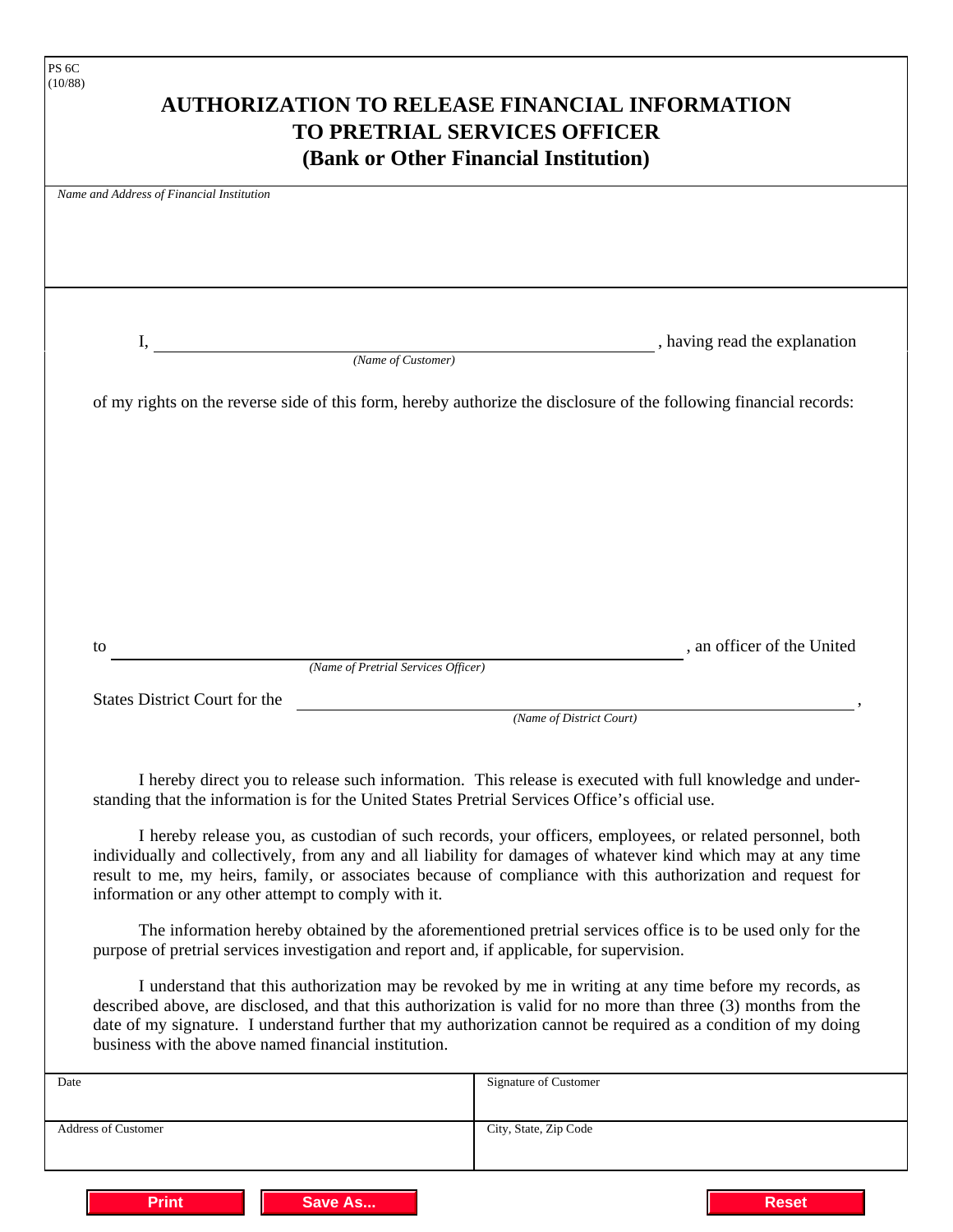PS 6C
(10/88)

# AUTHORIZATION TO RELEASE FINANCIAL INFORMATION TO PRETRIAL SERVICES OFFICER
## (Bank or Other Financial Institution)

*Name and Address of Financial Institution*

I, ____________________________________________ , having read the explanation
*(Name of Customer)*

of my rights on the reverse side of this form, hereby authorize the disclosure of the following financial records:

to ____________________________________________ , an officer of the United
*(Name of Pretrial Services Officer)*

States District Court for the ____________________________________________ ,
*(Name of District Court)*

I hereby direct you to release such information. This release is executed with full knowledge and understanding that the information is for the United States Pretrial Services Office's official use.

I hereby release you, as custodian of such records, your officers, employees, or related personnel, both individually and collectively, from any and all liability for damages of whatever kind which may at any time result to me, my heirs, family, or associates because of compliance with this authorization and request for information or any other attempt to comply with it.

The information hereby obtained by the aforementioned pretrial services office is to be used only for the purpose of pretrial services investigation and report and, if applicable, for supervision.

I understand that this authorization may be revoked by me in writing at any time before my records, as described above, are disclosed, and that this authorization is valid for no more than three (3) months from the date of my signature. I understand further that my authorization cannot be required as a condition of my doing business with the above named financial institution.

| Date | Signature of Customer |
|---|---|
| Address of Customer | City, State, Zip Code |

Print | Save As... | Reset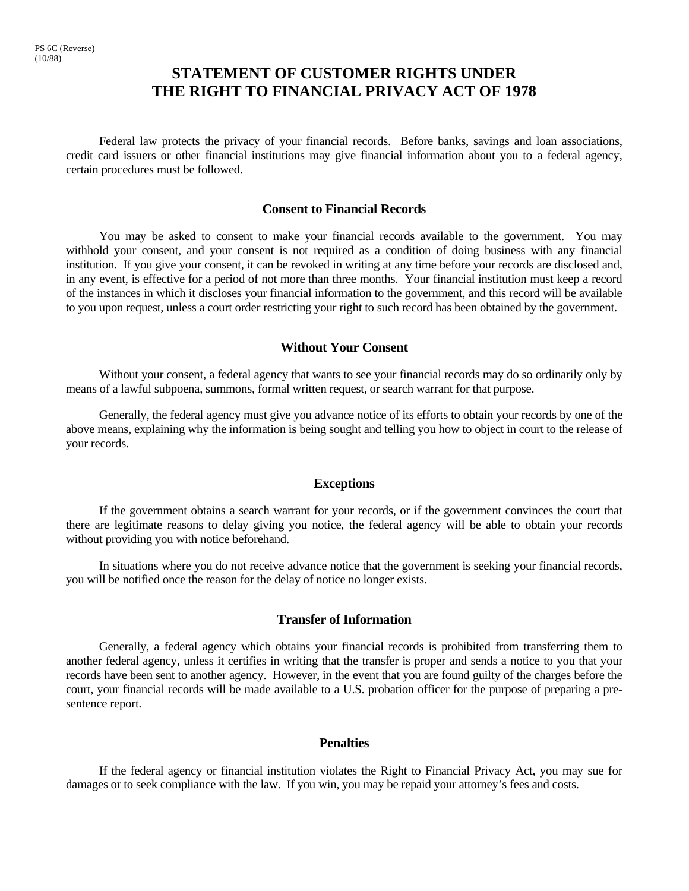PS 6C (Reverse)
(10/88)

# STATEMENT OF CUSTOMER RIGHTS UNDER THE RIGHT TO FINANCIAL PRIVACY ACT OF 1978

Federal law protects the privacy of your financial records. Before banks, savings and loan associations, credit card issuers or other financial institutions may give financial information about you to a federal agency, certain procedures must be followed.

## Consent to Financial Records

You may be asked to consent to make your financial records available to the government. You may withhold your consent, and your consent is not required as a condition of doing business with any financial institution. If you give your consent, it can be revoked in writing at any time before your records are disclosed and, in any event, is effective for a period of not more than three months. Your financial institution must keep a record of the instances in which it discloses your financial information to the government, and this record will be available to you upon request, unless a court order restricting your right to such record has been obtained by the government.

## Without Your Consent

Without your consent, a federal agency that wants to see your financial records may do so ordinarily only by means of a lawful subpoena, summons, formal written request, or search warrant for that purpose.

Generally, the federal agency must give you advance notice of its efforts to obtain your records by one of the above means, explaining why the information is being sought and telling you how to object in court to the release of your records.

## Exceptions

If the government obtains a search warrant for your records, or if the government convinces the court that there are legitimate reasons to delay giving you notice, the federal agency will be able to obtain your records without providing you with notice beforehand.

In situations where you do not receive advance notice that the government is seeking your financial records, you will be notified once the reason for the delay of notice no longer exists.

## Transfer of Information

Generally, a federal agency which obtains your financial records is prohibited from transferring them to another federal agency, unless it certifies in writing that the transfer is proper and sends a notice to you that your records have been sent to another agency. However, in the event that you are found guilty of the charges before the court, your financial records will be made available to a U.S. probation officer for the purpose of preparing a pre-sentence report.

## Penalties

If the federal agency or financial institution violates the Right to Financial Privacy Act, you may sue for damages or to seek compliance with the law. If you win, you may be repaid your attorney's fees and costs.